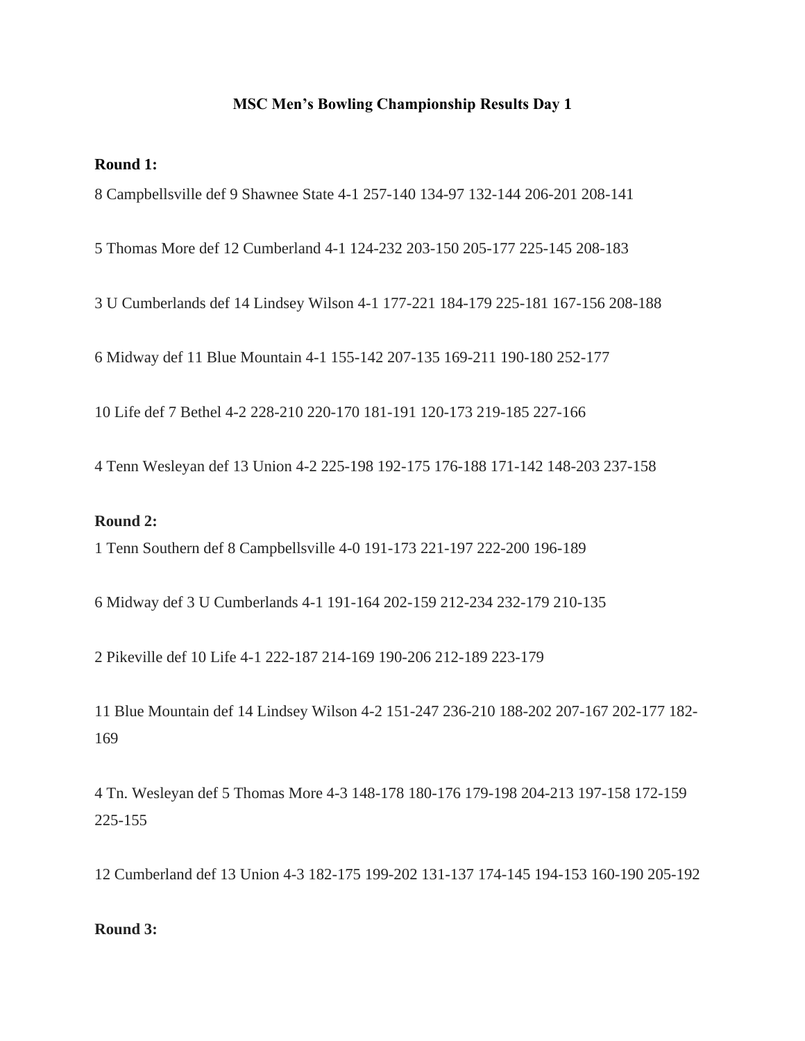# MSC Men's Bowling Championship Results Day 1

**Round 1:**

8 Campbellsville def 9 Shawnee State 4-1 257-140 134-97 132-144 206-201 208-141

5 Thomas More def 12 Cumberland 4-1 124-232 203-150 205-177 225-145 208-183

3 U Cumberlands def 14 Lindsey Wilson 4-1 177-221 184-179 225-181 167-156 208-188

6 Midway def 11 Blue Mountain 4-1 155-142 207-135 169-211 190-180 252-177

10 Life def 7 Bethel 4-2 228-210 220-170 181-191 120-173 219-185 227-166

4 Tenn Wesleyan def 13 Union 4-2 225-198 192-175 176-188 171-142 148-203 237-158

**Round 2:**

1 Tenn Southern def 8 Campbellsville 4-0 191-173 221-197 222-200 196-189

6 Midway def 3 U Cumberlands 4-1 191-164 202-159 212-234 232-179 210-135

2 Pikeville def 10 Life 4-1 222-187 214-169 190-206 212-189 223-179

11 Blue Mountain def 14 Lindsey Wilson 4-2 151-247 236-210 188-202 207-167 202-177 182-169

4 Tn. Wesleyan def 5 Thomas More 4-3 148-178 180-176 179-198 204-213 197-158 172-159 225-155

12 Cumberland def 13 Union 4-3 182-175 199-202 131-137 174-145 194-153 160-190 205-192

**Round 3:**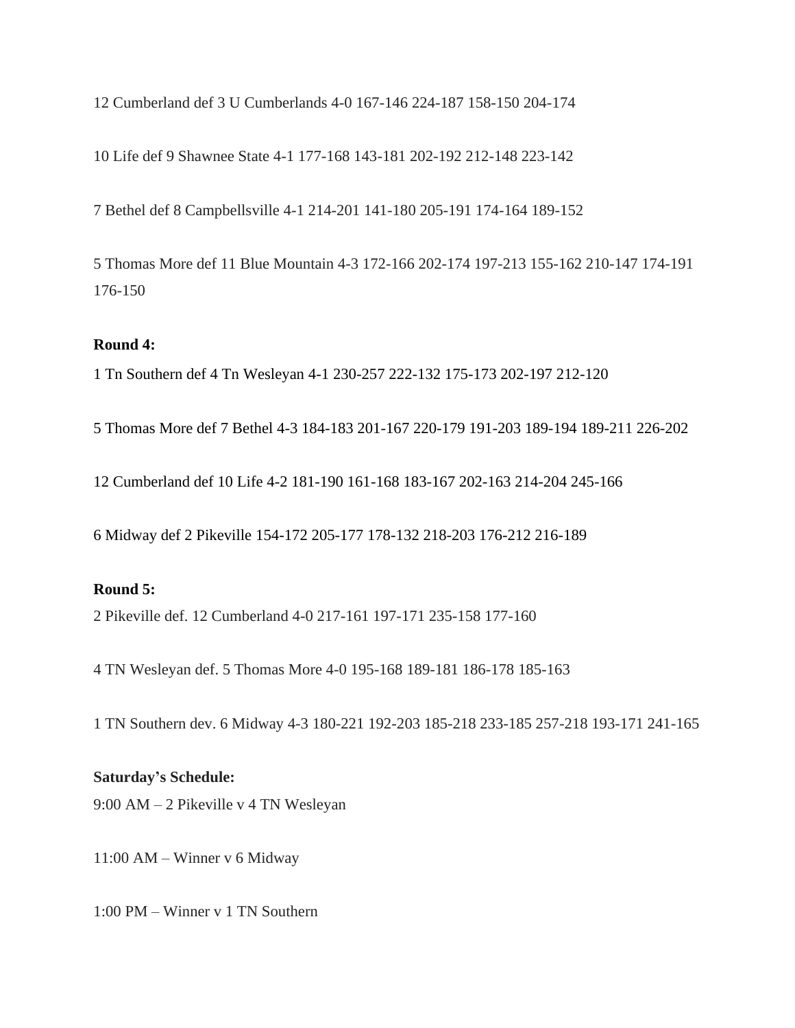12 Cumberland def 3 U Cumberlands 4-0 167-146 224-187 158-150 204-174

10 Life def 9 Shawnee State 4-1 177-168 143-181 202-192 212-148 223-142

7 Bethel def 8 Campbellsville 4-1 214-201 141-180 205-191 174-164 189-152

5 Thomas More def 11 Blue Mountain 4-3 172-166 202-174 197-213 155-162 210-147 174-191 176-150

**Round 4:**

1 Tn Southern def 4 Tn Wesleyan 4-1 230-257 222-132 175-173 202-197 212-120

5 Thomas More def 7 Bethel 4-3 184-183 201-167 220-179 191-203 189-194 189-211 226-202

12 Cumberland def 10 Life 4-2 181-190 161-168 183-167 202-163 214-204 245-166

6 Midway def 2 Pikeville 154-172 205-177 178-132 218-203 176-212 216-189

**Round 5:**

2 Pikeville def. 12 Cumberland 4-0 217-161 197-171 235-158 177-160

4 TN Wesleyan def. 5 Thomas More 4-0 195-168 189-181 186-178 185-163

1 TN Southern dev. 6 Midway 4-3 180-221 192-203 185-218 233-185 257-218 193-171 241-165

**Saturday's Schedule:**

9:00 AM – 2 Pikeville v 4 TN Wesleyan

11:00 AM – Winner v 6 Midway

1:00 PM – Winner v 1 TN Southern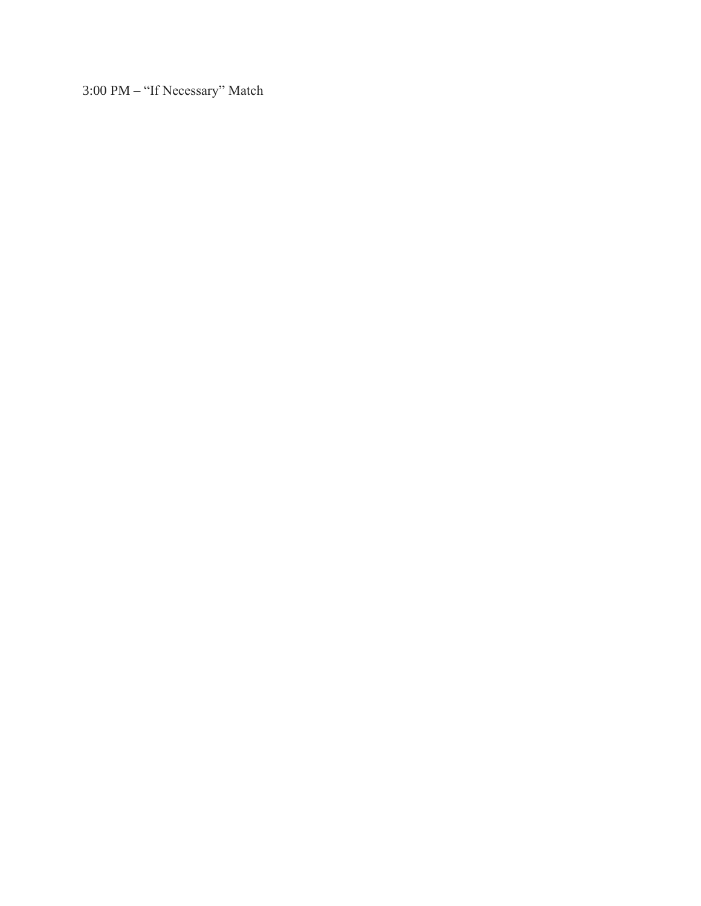3:00 PM – “If Necessary” Match